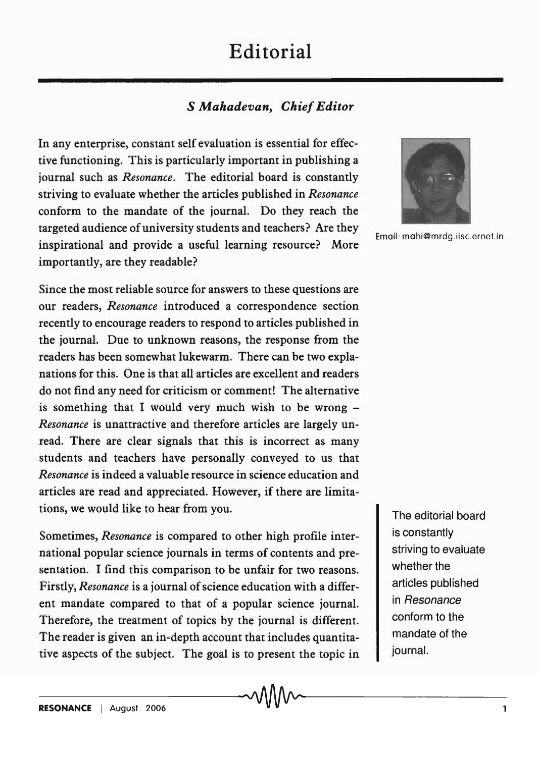# Editorial

### *S Mahadevan, Chief Editor*

Email: mahi@mrdg.iisc.ernet.in

In any enterprise, constant self evaluation is essential for effective functioning. This is particularly important in publishing a journal such as *Resonance*. The editorial board is constantly striving to evaluate whether the articles published in *Resonance* conform to the mandate of the journal. Do they reach the targeted audience of university students and teachers? Are they inspirational and provide a useful learning resource? More importantly, are they readable?

Since the most reliable source for answers to these questions are our readers, *Resonance* introduced a correspondence section recently to encourage readers to respond to articles published in the journal. Due to unknown reasons, the response from the readers has been somewhat lukewarm. There can be two explanations for this. One is that all articles are excellent and readers do not find any need for criticism or comment! The alternative is something that I would very much wish to be wrong – *Resonance* is unattractive and therefore articles are largely unread. There are clear signals that this is incorrect as many students and teachers have personally conveyed to us that *Resonance* is indeed a valuable resource in science education and articles are read and appreciated. However, if there are limitations, we would like to hear from you.

> The editorial board is constantly striving to evaluate whether the articles published in *Resonance* conform to the mandate of the journal.

Sometimes, *Resonance* is compared to other high profile international popular science journals in terms of contents and presentation. I find this comparison to be unfair for two reasons. Firstly, *Resonance* is a journal of science education with a different mandate compared to that of a popular science journal. Therefore, the treatment of topics by the journal is different. The reader is given an in-depth account that includes quantitative aspects of the subject. The goal is to present the topic in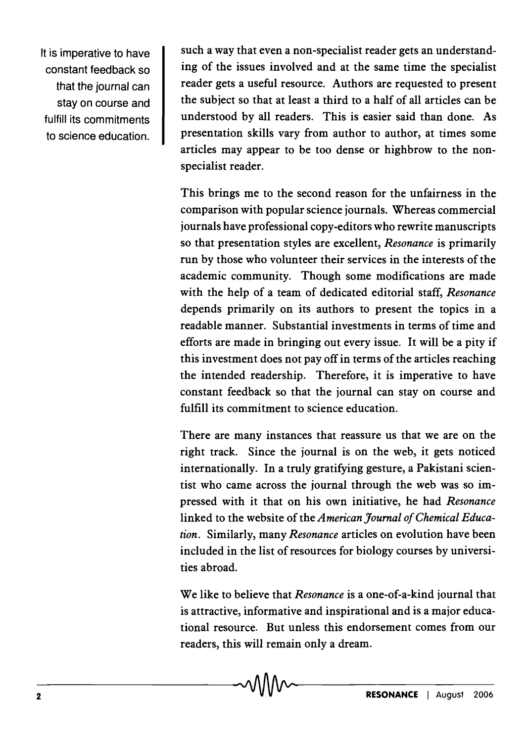> It is imperative to have constant feedback so that the journal can stay on course and fulfill its commitments to science education.

such a way that even a non-specialist reader gets an understanding of the issues involved and at the same time the specialist reader gets a useful resource. Authors are requested to present the subject so that at least a third to a half of all articles can be understood by all readers. This is easier said than done. As presentation skills vary from author to author, at times some articles may appear to be too dense or highbrow to the non-specialist reader.

This brings me to the second reason for the unfairness in the comparison with popular science journals. Whereas commercial journals have professional copy-editors who rewrite manuscripts so that presentation styles are excellent, *Resonance* is primarily run by those who volunteer their services in the interests of the academic community. Though some modifications are made with the help of a team of dedicated editorial staff, *Resonance* depends primarily on its authors to present the topics in a readable manner. Substantial investments in terms of time and efforts are made in bringing out every issue. It will be a pity if this investment does not pay off in terms of the articles reaching the intended readership. Therefore, it is imperative to have constant feedback so that the journal can stay on course and fulfill its commitment to science education.

There are many instances that reassure us that we are on the right track. Since the journal is on the web, it gets noticed internationally. In a truly gratifying gesture, a Pakistani scientist who came across the journal through the web was so impressed with it that on his own initiative, he had *Resonance* linked to the website of the *American Journal of Chemical Education*. Similarly, many *Resonance* articles on evolution have been included in the list of resources for biology courses by universities abroad.

We like to believe that *Resonance* is a one-of-a-kind journal that is attractive, informative and inspirational and is a major educational resource. But unless this endorsement comes from our readers, this will remain only a dream.